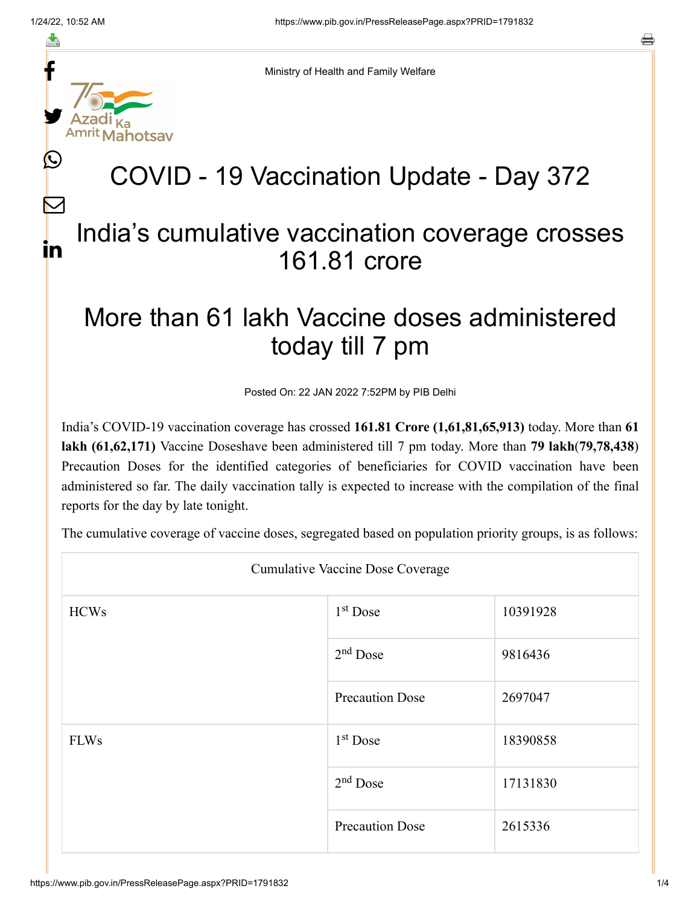Ministry of Health and Family Welfare

# COVID - 19 Vaccination Update - Day 372

## India's cumulative vaccination coverage crosses 161.81 crore

## More than 61 lakh Vaccine doses administered today till 7 pm

Posted On: 22 JAN 2022 7:52PM by PIB Delhi

India's COVID-19 vaccination coverage has crossed **161.81 Crore (1,61,81,65,913)** today. More than **61 lakh (61,62,171)** Vaccine Doseshave been administered till 7 pm today. More than **79 lakh(79,78,438)** Precaution Doses for the identified categories of beneficiaries for COVID vaccination have been administered so far. The daily vaccination tally is expected to increase with the compilation of the final reports for the day by late tonight.

The cumulative coverage of vaccine doses, segregated based on population priority groups, is as follows:

| Cumulative Vaccine Dose Coverage | | |
|---|---|---|
| HCWs | 1st Dose | 10391928 |
| | 2nd Dose | 9816436 |
| | Precaution Dose | 2697047 |
| FLWs | 1st Dose | 18390858 |
| | 2nd Dose | 17131830 |
| | Precaution Dose | 2615336 |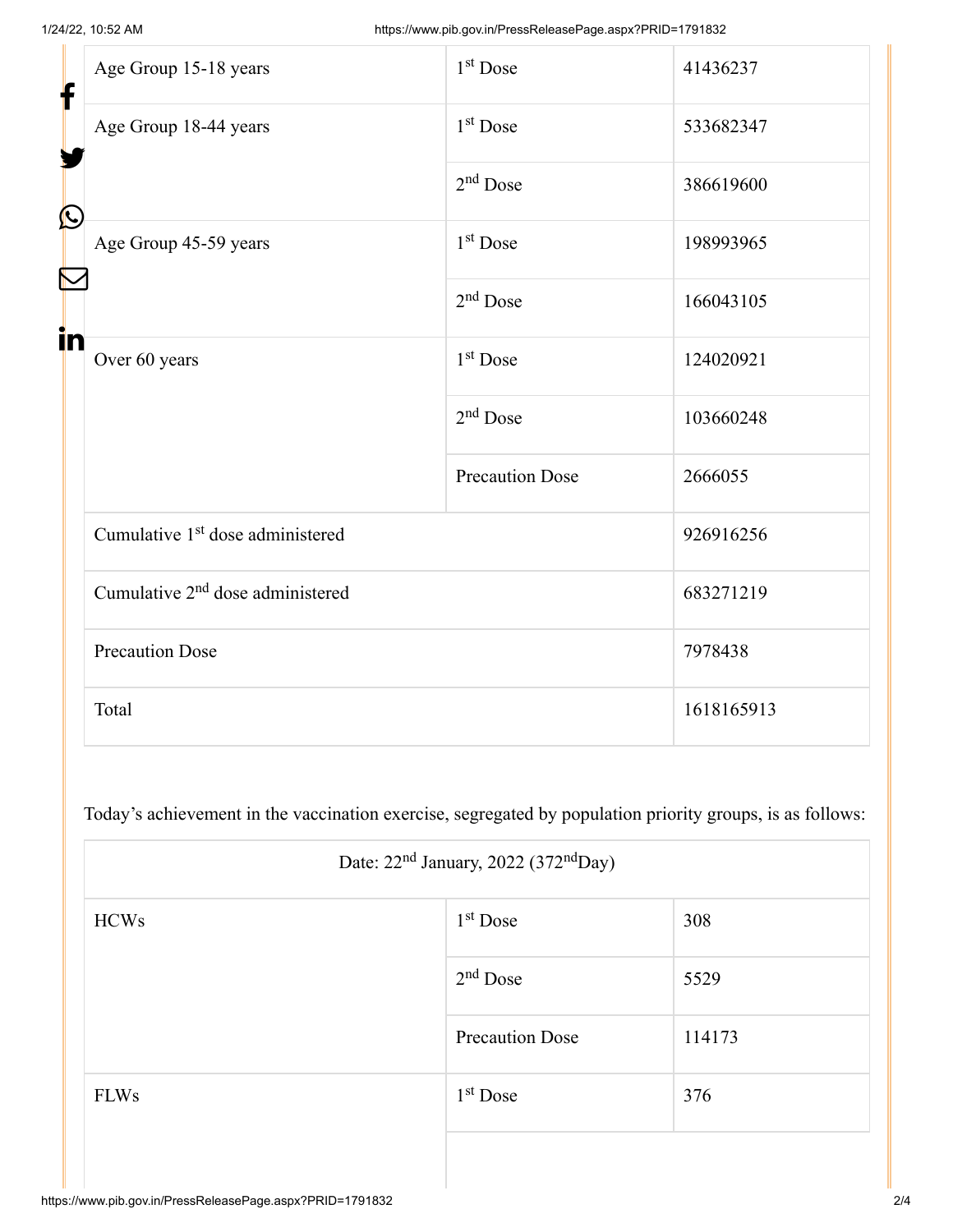| Age Group 15-18 years | 1st Dose | 41436237 |
|---|---|---|
| Age Group 18-44 years | 1st Dose | 533682347 |
| | 2nd Dose | 386619600 |
| Age Group 45-59 years | 1st Dose | 198993965 |
| | 2nd Dose | 166043105 |
| Over 60 years | 1st Dose | 124020921 |
| | 2nd Dose | 103660248 |
| | Precaution Dose | 2666055 |
| Cumulative 1st dose administered | | 926916256 |
| Cumulative 2nd dose administered | | 683271219 |
| Precaution Dose | | 7978438 |
| Total | | 1618165913 |

Today's achievement in the vaccination exercise, segregated by population priority groups, is as follows:

| Date: 22nd January, 2022 (372nd Day) | | |
|---|---|---|
| HCWs | 1st Dose | 308 |
| | 2nd Dose | 5529 |
| | Precaution Dose | 114173 |
| FLWs | 1st Dose | 376 |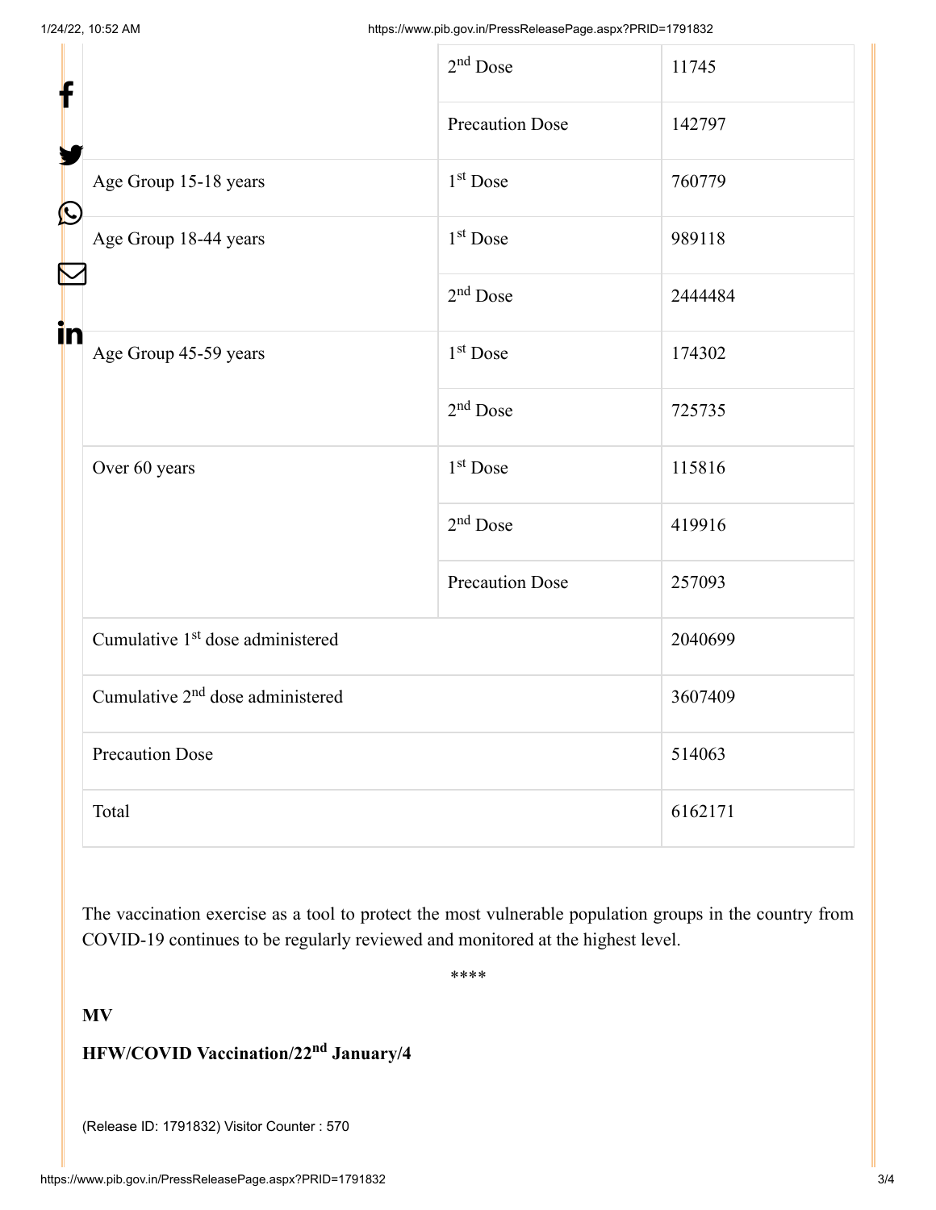| | | |
|---|---|---|
| | 2nd Dose | 11745 |
| | Precaution Dose | 142797 |
| Age Group 15-18 years | 1st Dose | 760779 |
| Age Group 18-44 years | 1st Dose | 989118 |
| | 2nd Dose | 2444484 |
| Age Group 45-59 years | 1st Dose | 174302 |
| | 2nd Dose | 725735 |
| Over 60 years | 1st Dose | 115816 |
| | 2nd Dose | 419916 |
| | Precaution Dose | 257093 |
| Cumulative 1st dose administered | | 2040699 |
| Cumulative 2nd dose administered | | 3607409 |
| Precaution Dose | | 514063 |
| Total | | 6162171 |

The vaccination exercise as a tool to protect the most vulnerable population groups in the country from COVID-19 continues to be regularly reviewed and monitored at the highest level.

****

**MV**

**HFW/COVID Vaccination/22nd January/4**

(Release ID: 1791832) Visitor Counter : 570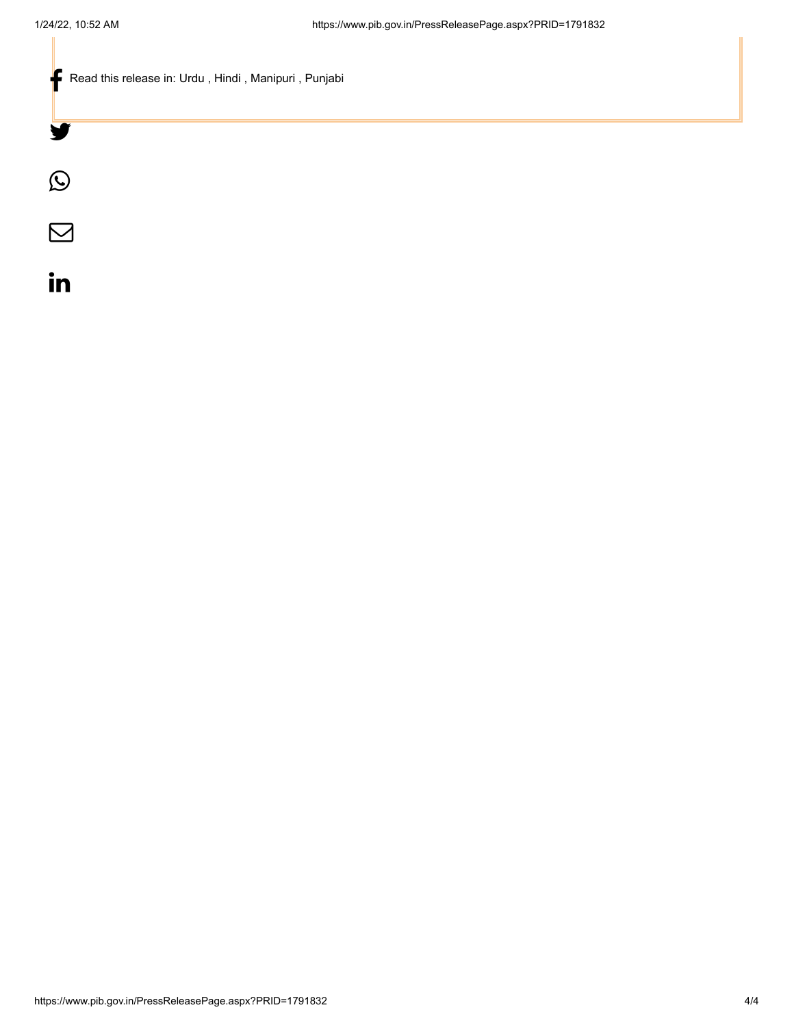Read this release in: Urdu , Hindi , Manipuri , Punjabi